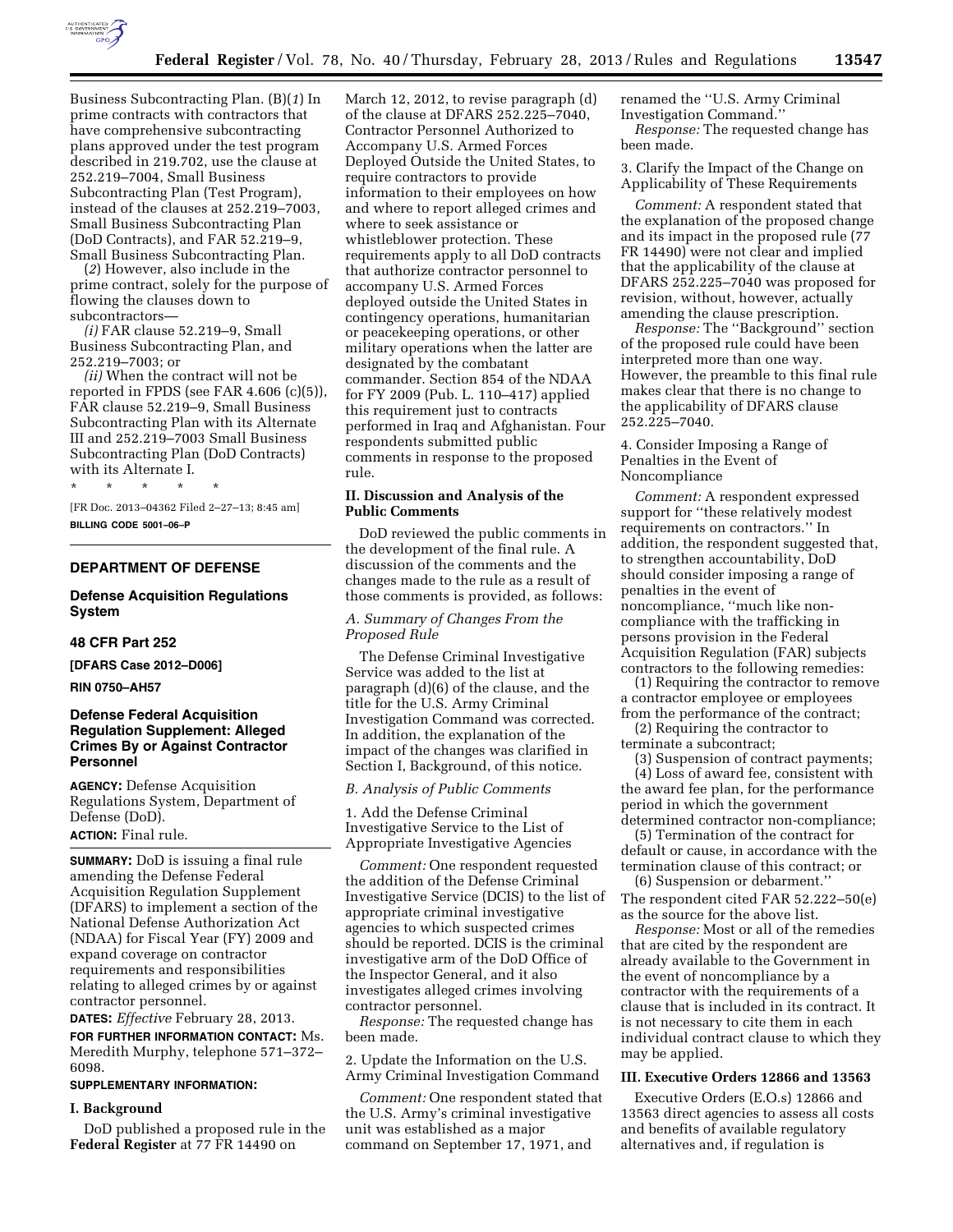Business Subcontracting Plan. (B)(*1*) In prime contracts with contractors that have comprehensive subcontracting plans approved under the test program described in 219.702, use the clause at 252.219–7004, Small Business Subcontracting Plan (Test Program), instead of the clauses at 252.219–7003, Small Business Subcontracting Plan (DoD Contracts), and FAR 52.219–9, Small Business Subcontracting Plan.

(*2*) However, also include in the prime contract, solely for the purpose of flowing the clauses down to subcontractors—

*(i)* FAR clause 52.219–9, Small Business Subcontracting Plan, and 252.219–7003; or

*(ii)* When the contract will not be reported in FPDS (see FAR 4.606 (c)(5)), FAR clause 52.219–9, Small Business Subcontracting Plan with its Alternate III and 252.219–7003 Small Business Subcontracting Plan (DoD Contracts) with its Alternate I.

\* \* \* \* \*

[FR Doc. 2013–04362 Filed 2–27–13; 8:45 am]

**BILLING CODE 5001–06–P**

## DEPARTMENT OF DEFENSE

### Defense Acquisition Regulations System

### 48 CFR Part 252

### [DFARS Case 2012–D006]

### RIN 0750–AH57

### Defense Federal Acquisition Regulation Supplement: Alleged Crimes By or Against Contractor Personnel

**AGENCY:** Defense Acquisition Regulations System, Department of Defense (DoD).

**ACTION:** Final rule.

**SUMMARY:** DoD is issuing a final rule amending the Defense Federal Acquisition Regulation Supplement (DFARS) to implement a section of the National Defense Authorization Act (NDAA) for Fiscal Year (FY) 2009 and expand coverage on contractor requirements and responsibilities relating to alleged crimes by or against contractor personnel.

**DATES:** *Effective* February 28, 2013.

**FOR FURTHER INFORMATION CONTACT:** Ms. Meredith Murphy, telephone 571–372–6098.

**SUPPLEMENTARY INFORMATION:**

#### I. Background

DoD published a proposed rule in the **Federal Register** at 77 FR 14490 on March 12, 2012, to revise paragraph (d) of the clause at DFARS 252.225–7040, Contractor Personnel Authorized to Accompany U.S. Armed Forces Deployed Outside the United States, to require contractors to provide information to their employees on how and where to report alleged crimes and where to seek assistance or whistleblower protection. These requirements apply to all DoD contracts that authorize contractor personnel to accompany U.S. Armed Forces deployed outside the United States in contingency operations, humanitarian or peacekeeping operations, or other military operations when the latter are designated by the combatant commander. Section 854 of the NDAA for FY 2009 (Pub. L. 110–417) applied this requirement just to contracts performed in Iraq and Afghanistan. Four respondents submitted public comments in response to the proposed rule.

#### II. Discussion and Analysis of the Public Comments

DoD reviewed the public comments in the development of the final rule. A discussion of the comments and the changes made to the rule as a result of those comments is provided, as follows:

*A. Summary of Changes From the Proposed Rule*

The Defense Criminal Investigative Service was added to the list at paragraph (d)(6) of the clause, and the title for the U.S. Army Criminal Investigation Command was corrected. In addition, the explanation of the impact of the changes was clarified in Section I, Background, of this notice.

*B. Analysis of Public Comments*

1. Add the Defense Criminal Investigative Service to the List of Appropriate Investigative Agencies

*Comment:* One respondent requested the addition of the Defense Criminal Investigative Service (DCIS) to the list of appropriate criminal investigative agencies to which suspected crimes should be reported. DCIS is the criminal investigative arm of the DoD Office of the Inspector General, and it also investigates alleged crimes involving contractor personnel.

*Response:* The requested change has been made.

2. Update the Information on the U.S. Army Criminal Investigation Command

*Comment:* One respondent stated that the U.S. Army's criminal investigative unit was established as a major command on September 17, 1971, and renamed the ''U.S. Army Criminal Investigation Command.''

*Response:* The requested change has been made.

3. Clarify the Impact of the Change on Applicability of These Requirements

*Comment:* A respondent stated that the explanation of the proposed change and its impact in the proposed rule (77 FR 14490) were not clear and implied that the applicability of the clause at DFARS 252.225–7040 was proposed for revision, without, however, actually amending the clause prescription.

*Response:* The ''Background'' section of the proposed rule could have been interpreted more than one way. However, the preamble to this final rule makes clear that there is no change to the applicability of DFARS clause 252.225–7040.

4. Consider Imposing a Range of Penalties in the Event of Noncompliance

*Comment:* A respondent expressed support for ''these relatively modest requirements on contractors.'' In addition, the respondent suggested that, to strengthen accountability, DoD should consider imposing a range of penalties in the event of noncompliance, ''much like non-compliance with the trafficking in persons provision in the Federal Acquisition Regulation (FAR) subjects contractors to the following remedies:

(1) Requiring the contractor to remove a contractor employee or employees from the performance of the contract;

(2) Requiring the contractor to terminate a subcontract;

(3) Suspension of contract payments;

(4) Loss of award fee, consistent with the award fee plan, for the performance period in which the government determined contractor non-compliance;

(5) Termination of the contract for default or cause, in accordance with the termination clause of this contract; or

(6) Suspension or debarment.''

The respondent cited FAR 52.222–50(e) as the source for the above list.

*Response:* Most or all of the remedies that are cited by the respondent are already available to the Government in the event of noncompliance by a contractor with the requirements of a clause that is included in its contract. It is not necessary to cite them in each individual contract clause to which they may be applied.

#### III. Executive Orders 12866 and 13563

Executive Orders (E.O.s) 12866 and 13563 direct agencies to assess all costs and benefits of available regulatory alternatives and, if regulation is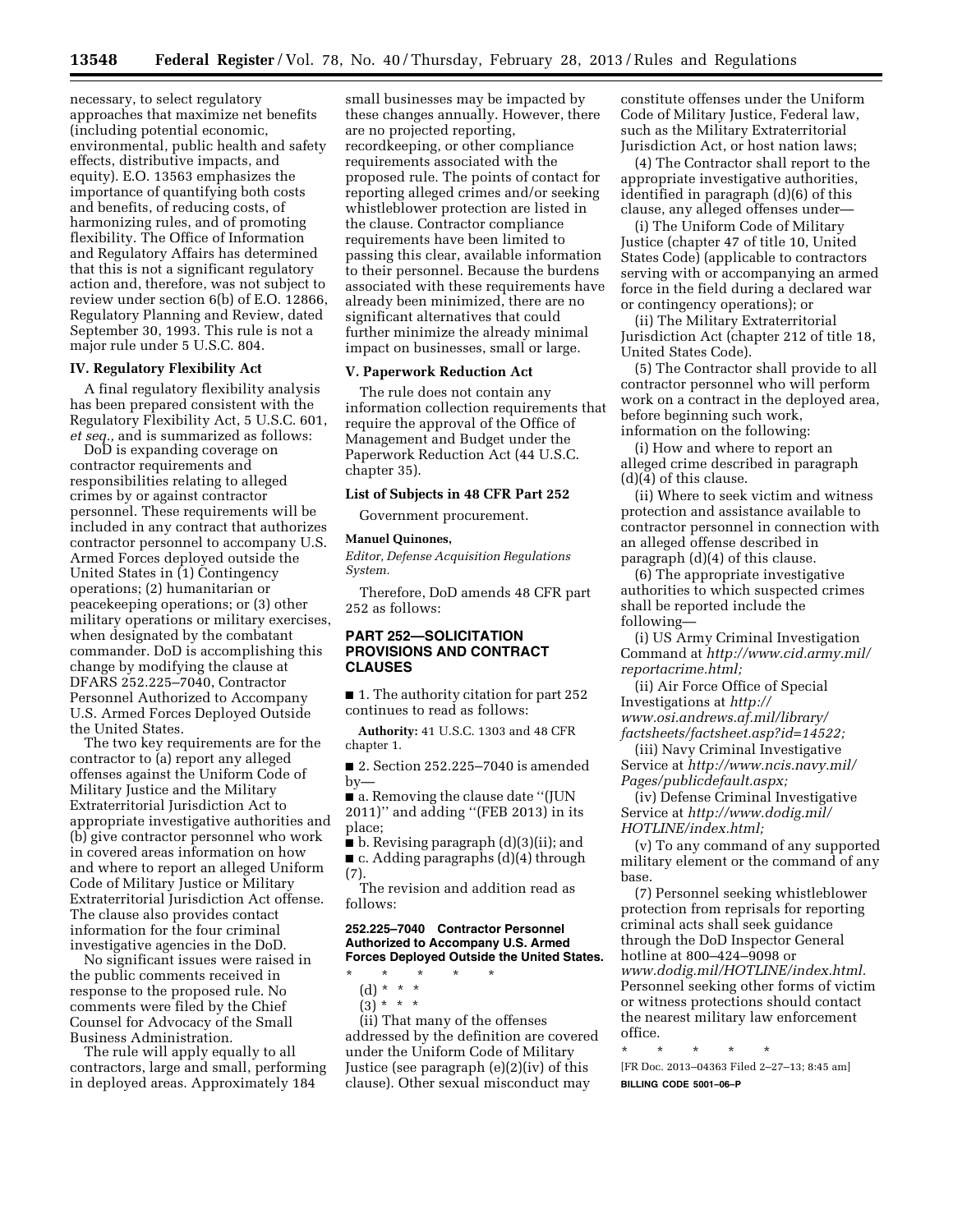necessary, to select regulatory approaches that maximize net benefits (including potential economic, environmental, public health and safety effects, distributive impacts, and equity). E.O. 13563 emphasizes the importance of quantifying both costs and benefits, of reducing costs, of harmonizing rules, and of promoting flexibility. The Office of Information and Regulatory Affairs has determined that this is not a significant regulatory action and, therefore, was not subject to review under section 6(b) of E.O. 12866, Regulatory Planning and Review, dated September 30, 1993. This rule is not a major rule under 5 U.S.C. 804.

## IV. Regulatory Flexibility Act

A final regulatory flexibility analysis has been prepared consistent with the Regulatory Flexibility Act, 5 U.S.C. 601, *et seq.,* and is summarized as follows:

DoD is expanding coverage on contractor requirements and responsibilities relating to alleged crimes by or against contractor personnel. These requirements will be included in any contract that authorizes contractor personnel to accompany U.S. Armed Forces deployed outside the United States in (1) Contingency operations; (2) humanitarian or peacekeeping operations; or (3) other military operations or military exercises, when designated by the combatant commander. DoD is accomplishing this change by modifying the clause at DFARS 252.225–7040, Contractor Personnel Authorized to Accompany U.S. Armed Forces Deployed Outside the United States.

The two key requirements are for the contractor to (a) report any alleged offenses against the Uniform Code of Military Justice and the Military Extraterritorial Jurisdiction Act to appropriate investigative authorities and (b) give contractor personnel who work in covered areas information on how and where to report an alleged Uniform Code of Military Justice or Military Extraterritorial Jurisdiction Act offense. The clause also provides contact information for the four criminal investigative agencies in the DoD.

No significant issues were raised in the public comments received in response to the proposed rule. No comments were filed by the Chief Counsel for Advocacy of the Small Business Administration.

The rule will apply equally to all contractors, large and small, performing in deployed areas. Approximately 184 small businesses may be impacted by these changes annually. However, there are no projected reporting, recordkeeping, or other compliance requirements associated with the proposed rule. The points of contact for reporting alleged crimes and/or seeking whistleblower protection are listed in the clause. Contractor compliance requirements have been limited to passing this clear, available information to their personnel. Because the burdens associated with these requirements have already been minimized, there are no significant alternatives that could further minimize the already minimal impact on businesses, small or large.

## V. Paperwork Reduction Act

The rule does not contain any information collection requirements that require the approval of the Office of Management and Budget under the Paperwork Reduction Act (44 U.S.C. chapter 35).

### List of Subjects in 48 CFR Part 252

Government procurement.

**Manuel Quinones,**

*Editor, Defense Acquisition Regulations System.*

Therefore, DoD amends 48 CFR part 252 as follows:

## PART 252—SOLICITATION PROVISIONS AND CONTRACT CLAUSES

■ 1. The authority citation for part 252 continues to read as follows:

**Authority:** 41 U.S.C. 1303 and 48 CFR chapter 1.

■ 2. Section 252.225–7040 is amended by—

■ a. Removing the clause date ''(JUN 2011)'' and adding ''(FEB 2013) in its place;

■ b. Revising paragraph (d)(3)(ii); and

■ c. Adding paragraphs (d)(4) through (7).

The revision and addition read as follows:

**252.225–7040 Contractor Personnel Authorized to Accompany U.S. Armed Forces Deployed Outside the United States.**

\* \* \* \* \*

(d) \* \* \*

(3) \* \* \*

(ii) That many of the offenses addressed by the definition are covered under the Uniform Code of Military Justice (see paragraph (e)(2)(iv) of this clause). Other sexual misconduct may constitute offenses under the Uniform Code of Military Justice, Federal law, such as the Military Extraterritorial Jurisdiction Act, or host nation laws;

(4) The Contractor shall report to the appropriate investigative authorities, identified in paragraph (d)(6) of this clause, any alleged offenses under—

(i) The Uniform Code of Military Justice (chapter 47 of title 10, United States Code) (applicable to contractors serving with or accompanying an armed force in the field during a declared war or contingency operations); or

(ii) The Military Extraterritorial Jurisdiction Act (chapter 212 of title 18, United States Code).

(5) The Contractor shall provide to all contractor personnel who will perform work on a contract in the deployed area, before beginning such work, information on the following:

(i) How and where to report an alleged crime described in paragraph (d)(4) of this clause.

(ii) Where to seek victim and witness protection and assistance available to contractor personnel in connection with an alleged offense described in paragraph (d)(4) of this clause.

(6) The appropriate investigative authorities to which suspected crimes shall be reported include the following—

(i) US Army Criminal Investigation Command at *http://www.cid.army.mil/reportacrime.html;*

(ii) Air Force Office of Special Investigations at *http://www.osi.andrews.af.mil/library/factsheets/factsheet.asp?id=14522;*

(iii) Navy Criminal Investigative Service at *http://www.ncis.navy.mil/Pages/publicdefault.aspx;*

(iv) Defense Criminal Investigative Service at *http://www.dodig.mil/HOTLINE/index.html;*

(v) To any command of any supported military element or the command of any base.

(7) Personnel seeking whistleblower protection from reprisals for reporting criminal acts shall seek guidance through the DoD Inspector General hotline at 800–424–9098 or *www.dodig.mil/HOTLINE/index.html.* Personnel seeking other forms of victim or witness protections should contact the nearest military law enforcement office.

\* \* \* \* \*

[FR Doc. 2013–04363 Filed 2–27–13; 8:45 am]

**BILLING CODE 5001–06–P**